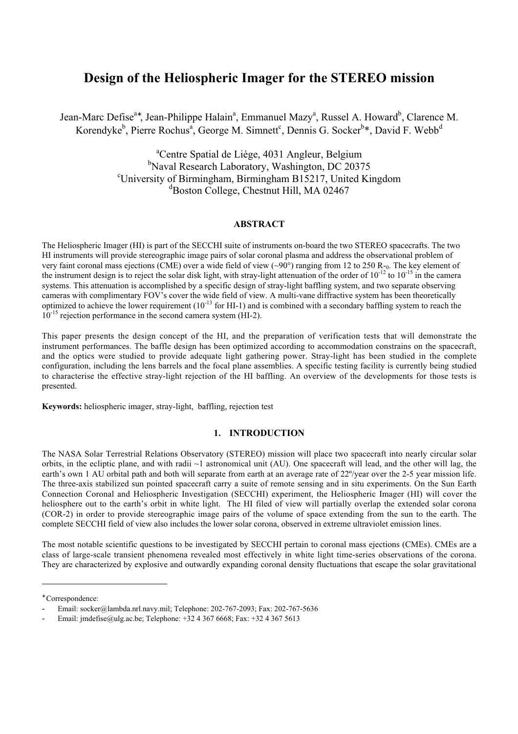# Design of the Heliospheric Imager for the STEREO mission

Jean-Marc Defise[a]*, Jean-Philippe Halain[a], Emmanuel Mazy[a], Russel A. Howard[b], Clarence M. Korendyke[b], Pierre Rochus[a], George M. Simnett[c], Dennis G. Socker[b]*, David F. Webb[d]

[a]Centre Spatial de Liège, 4031 Angleur, Belgium
[b]Naval Research Laboratory, Washington, DC 20375
[c]University of Birmingham, Birmingham B15217, United Kingdom
[d]Boston College, Chestnut Hill, MA 02467

## ABSTRACT

The Heliospheric Imager (HI) is part of the SECCHI suite of instruments on-board the two STEREO spacecrafts. The two HI instruments will provide stereographic image pairs of solar coronal plasma and address the observational problem of very faint coronal mass ejections (CME) over a wide field of view (~90°) ranging from 12 to 250 $R_{-0}$. The key element of the instrument design is to reject the solar disk light, with stray-light attenuation of the order of $10^{-12}$ to $10^{-15}$ in the camera systems. This attenuation is accomplished by a specific design of stray-light baffling system, and two separate observing cameras with complimentary FOV's cover the wide field of view. A multi-vane diffractive system has been theoretically optimized to achieve the lower requirement ($10^{-13}$ for HI-1) and is combined with a secondary baffling system to reach the $10^{-15}$ rejection performance in the second camera system (HI-2).

This paper presents the design concept of the HI, and the preparation of verification tests that will demonstrate the instrument performances. The baffle design has been optimized according to accommodation constrains on the spacecraft, and the optics were studied to provide adequate light gathering power. Stray-light has been studied in the complete configuration, including the lens barrels and the focal plane assemblies. A specific testing facility is currently being studied to characterise the effective stray-light rejection of the HI baffling. An overview of the developments for those tests is presented.

**Keywords:** heliospheric imager, stray-light, baffling, rejection test

## 1. INTRODUCTION

The NASA Solar Terrestrial Relations Observatory (STEREO) mission will place two spacecraft into nearly circular solar orbits, in the ecliptic plane, and with radii ~1 astronomical unit (AU). One spacecraft will lead, and the other will lag, the earth's own 1 AU orbital path and both will separate from earth at an average rate of 22º/year over the 2-5 year mission life. The three-axis stabilized sun pointed spacecraft carry a suite of remote sensing and in situ experiments. On the Sun Earth Connection Coronal and Heliospheric Investigation (SECCHI) experiment, the Heliospheric Imager (HI) will cover the heliosphere out to the earth's orbit in white light. The HI filed of view will partially overlap the extended solar corona (COR-2) in order to provide stereographic image pairs of the volume of space extending from the sun to the earth. The complete SECCHI field of view also includes the lower solar corona, observed in extreme ultraviolet emission lines.

The most notable scientific questions to be investigated by SECCHI pertain to coronal mass ejections (CMEs). CMEs are a class of large-scale transient phenomena revealed most effectively in white light time-series observations of the corona. They are characterized by explosive and outwardly expanding coronal density fluctuations that escape the solar gravitational

---

*Correspondence:

- Email: socker@lambda.nrl.navy.mil; Telephone: 202-767-2093; Fax: 202-767-5636
- Email: jmdefise@ulg.ac.be; Telephone: +32 4 367 6668; Fax: +32 4 367 5613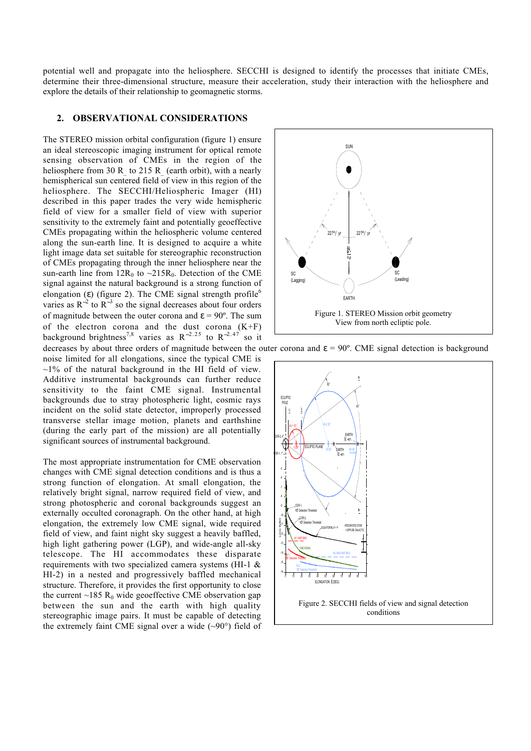potential well and propagate into the heliosphere. SECCHI is designed to identify the processes that initiate CMEs, determine their three-dimensional structure, measure their acceleration, study their interaction with the heliosphere and explore the details of their relationship to geomagnetic storms.

## 2. OBSERVATIONAL CONSIDERATIONS

The STEREO mission orbital configuration (figure 1) ensure an ideal stereoscopic imaging instrument for optical remote sensing observation of CMEs in the region of the heliosphere from 30 R_ to 215 R_ (earth orbit), with a nearly hemispherical sun centered field of view in this region of the heliosphere. The SECCHI/Heliospheric Imager (HI) described in this paper trades the very wide hemispheric field of view for a smaller field of view with superior sensitivity to the extremely faint and potentially geoeffective CMEs propagating within the heliospheric volume centered along the sun-earth line. It is designed to acquire a white light image data set suitable for stereographic reconstruction of CMEs propagating through the inner heliosphere near the sun-earth line from $12R_0$ to $\sim 215R_0$. Detection of the CME signal against the natural background is a strong function of elongation ($\varepsilon$) (figure 2). The CME signal strength profile[6] varies as $R^{-2}$ to $R^{-3}$ so the signal decreases about four orders of magnitude between the outer corona and $\varepsilon = 90°$. The sum of the electron corona and the dust corona (K+F) background brightness[7,8] varies as $R^{-2.25}$ to $R^{-2.47}$ so it decreases by about three orders of magnitude between the outer corona and $\varepsilon = 90°$. CME signal detection is background noise limited for all elongations, since the typical CME is ~1% of the natural background in the HI field of view. Additive instrumental backgrounds can further reduce sensitivity to the faint CME signal. Instrumental backgrounds due to stray photospheric light, cosmic rays incident on the solid state detector, improperly processed transverse stellar image motion, planets and earthshine (during the early part of the mission) are all potentially significant sources of instrumental background.

Figure 1. STEREO Mission orbit geometry View from north ecliptic pole.

Figure 2. SECCHI fields of view and signal detection conditions

The most appropriate instrumentation for CME observation changes with CME signal detection conditions and is thus a strong function of elongation. At small elongation, the relatively bright signal, narrow required field of view, and strong photospheric and coronal backgrounds suggest an externally occulted coronagraph. On the other hand, at high elongation, the extremely low CME signal, wide required field of view, and faint night sky suggest a heavily baffled, high light gathering power (LGP), and wide-angle all-sky telescope. The HI accommodates these disparate requirements with two specialized camera systems (HI-1 & HI-2) in a nested and progressively baffled mechanical structure. Therefore, it provides the first opportunity to close the current ~185 $R_0$ wide geoeffective CME observation gap between the sun and the earth with high quality stereographic image pairs. It must be capable of detecting the extremely faint CME signal over a wide (~90°) field of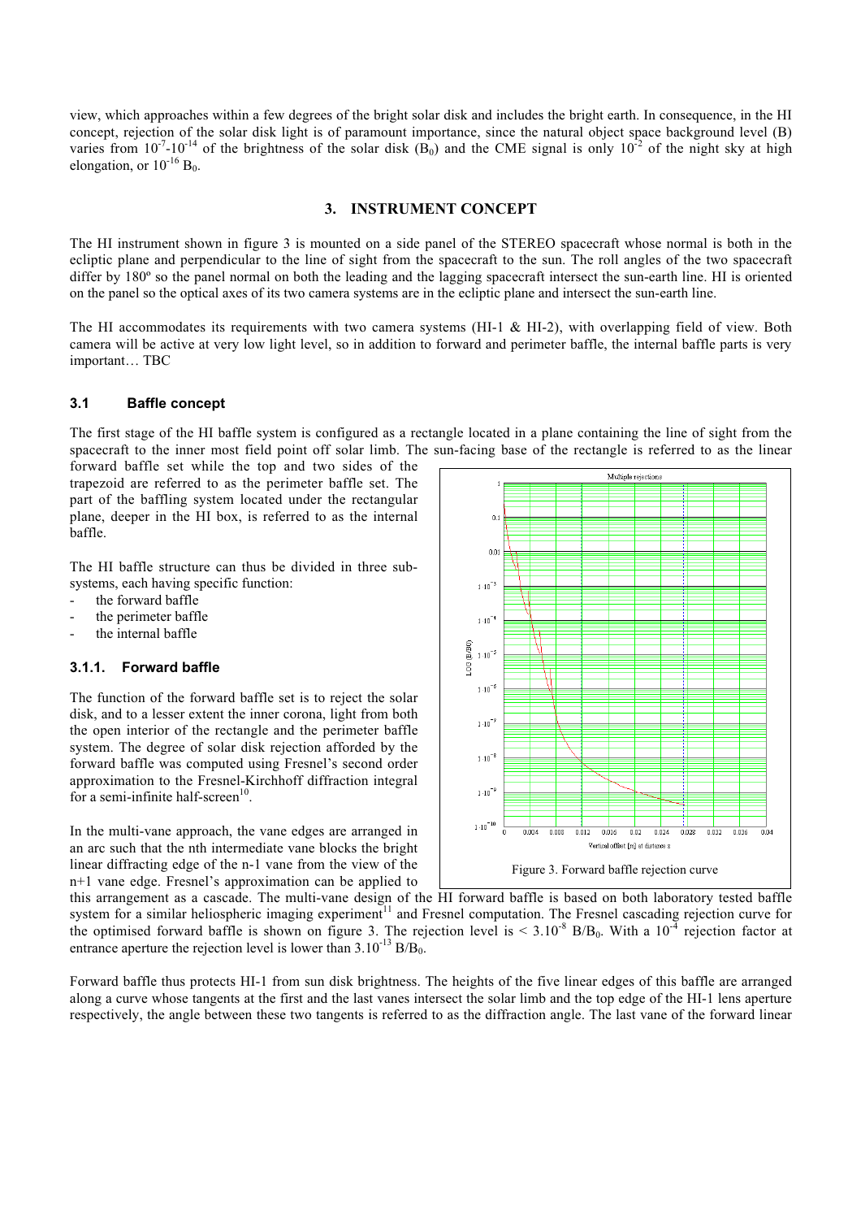view, which approaches within a few degrees of the bright solar disk and includes the bright earth. In consequence, in the HI concept, rejection of the solar disk light is of paramount importance, since the natural object space background level (B) varies from $10^{-7}$-$10^{-14}$ of the brightness of the solar disk ($B_0$) and the CME signal is only $10^{-2}$ of the night sky at high elongation, or $10^{-16}$ $B_0$.

## 3. INSTRUMENT CONCEPT

The HI instrument shown in figure 3 is mounted on a side panel of the STEREO spacecraft whose normal is both in the ecliptic plane and perpendicular to the line of sight from the spacecraft to the sun. The roll angles of the two spacecraft differ by 180º so the panel normal on both the leading and the lagging spacecraft intersect the sun-earth line. HI is oriented on the panel so the optical axes of its two camera systems are in the ecliptic plane and intersect the sun-earth line.

The HI accommodates its requirements with two camera systems (HI-1 & HI-2), with overlapping field of view. Both camera will be active at very low light level, so in addition to forward and perimeter baffle, the internal baffle parts is very important… TBC

### 3.1 Baffle concept

The first stage of the HI baffle system is configured as a rectangle located in a plane containing the line of sight from the spacecraft to the inner most field point off solar limb. The sun-facing base of the rectangle is referred to as the linear forward baffle set while the top and two sides of the trapezoid are referred to as the perimeter baffle set. The part of the baffling system located under the rectangular plane, deeper in the HI box, is referred to as the internal baffle.

The HI baffle structure can thus be divided in three sub-systems, each having specific function:

- the forward baffle
- the perimeter baffle
- the internal baffle

#### 3.1.1. Forward baffle

The function of the forward baffle set is to reject the solar disk, and to a lesser extent the inner corona, light from both the open interior of the rectangle and the perimeter baffle system. The degree of solar disk rejection afforded by the forward baffle was computed using Fresnel's second order approximation to the Fresnel-Kirchhoff diffraction integral for a semi-infinite half-screen[10].

In the multi-vane approach, the vane edges are arranged in an arc such that the nth intermediate vane blocks the bright linear diffracting edge of the n-1 vane from the view of the n+1 vane edge. Fresnel's approximation can be applied to this arrangement as a cascade. The multi-vane design of the HI forward baffle is based on both laboratory tested baffle system for a similar heliospheric imaging experiment[11] and Fresnel computation. The Fresnel cascading rejection curve for the optimised forward baffle is shown on figure 3. The rejection level is $< 3.10^{-8}$ $B/B_0$. With a $10^{-4}$ rejection factor at entrance aperture the rejection level is lower than $3.10^{-13}$ $B/B_0$.

Figure 3. Forward baffle rejection curve

Forward baffle thus protects HI-1 from sun disk brightness. The heights of the five linear edges of this baffle are arranged along a curve whose tangents at the first and the last vanes intersect the solar limb and the top edge of the HI-1 lens aperture respectively, the angle between these two tangents is referred to as the diffraction angle. The last vane of the forward linear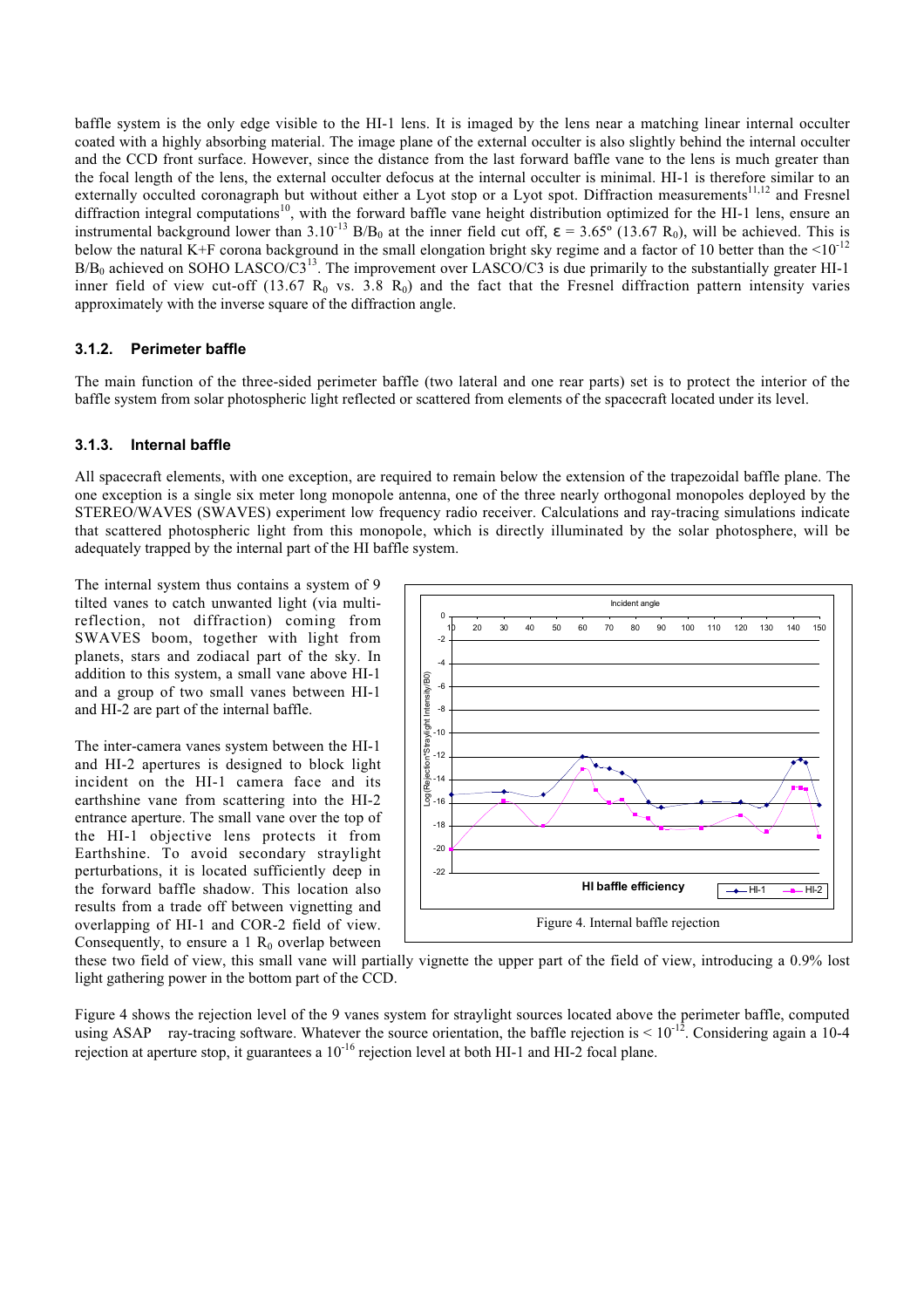baffle system is the only edge visible to the HI-1 lens. It is imaged by the lens near a matching linear internal occulter coated with a highly absorbing material. The image plane of the external occulter is also slightly behind the internal occulter and the CCD front surface. However, since the distance from the last forward baffle vane to the lens is much greater than the focal length of the lens, the external occulter defocus at the internal occulter is minimal. HI-1 is therefore similar to an externally occulted coronagraph but without either a Lyot stop or a Lyot spot. Diffraction measurements[11,12] and Fresnel diffraction integral computations[10], with the forward baffle vane height distribution optimized for the HI-1 lens, ensure an instrumental background lower than $3.10^{-13}$ $B/B_0$ at the inner field cut off, $\varepsilon$ = 3.65º (13.67 $R_0$), will be achieved. This is below the natural K+F corona background in the small elongation bright sky regime and a factor of 10 better than the $<10^{-12}$ $B/B_0$ achieved on SOHO LASCO/C3[13]. The improvement over LASCO/C3 is due primarily to the substantially greater HI-1 inner field of view cut-off (13.67 $R_0$ vs. 3.8 $R_0$) and the fact that the Fresnel diffraction pattern intensity varies approximately with the inverse square of the diffraction angle.

### 3.1.2. Perimeter baffle

The main function of the three-sided perimeter baffle (two lateral and one rear parts) set is to protect the interior of the baffle system from solar photospheric light reflected or scattered from elements of the spacecraft located under its level.

### 3.1.3. Internal baffle

All spacecraft elements, with one exception, are required to remain below the extension of the trapezoidal baffle plane. The one exception is a single six meter long monopole antenna, one of the three nearly orthogonal monopoles deployed by the STEREO/WAVES (SWAVES) experiment low frequency radio receiver. Calculations and ray-tracing simulations indicate that scattered photospheric light from this monopole, which is directly illuminated by the solar photosphere, will be adequately trapped by the internal part of the HI baffle system.

The internal system thus contains a system of 9 tilted vanes to catch unwanted light (via multi-reflection, not diffraction) coming from SWAVES boom, together with light from planets, stars and zodiacal part of the sky. In addition to this system, a small vane above HI-1 and a group of two small vanes between HI-1 and HI-2 are part of the internal baffle.

The inter-camera vanes system between the HI-1 and HI-2 apertures is designed to block light incident on the HI-1 camera face and its earthshine vane from scattering into the HI-2 entrance aperture. The small vane over the top of the HI-1 objective lens protects it from Earthshine. To avoid secondary straylight perturbations, it is located sufficiently deep in the forward baffle shadow. This location also results from a trade off between vignetting and overlapping of HI-1 and COR-2 field of view. Consequently, to ensure a 1 $R_0$ overlap between these two field of view, this small vane will partially vignette the upper part of the field of view, introducing a 0.9% lost light gathering power in the bottom part of the CCD.

Figure 4. Internal baffle rejection

Figure 4 shows the rejection level of the 9 vanes system for straylight sources located above the perimeter baffle, computed using ASAP ray-tracing software. Whatever the source orientation, the baffle rejection is $< 10^{-12}$. Considering again a 10-4 rejection at aperture stop, it guarantees a $10^{-16}$ rejection level at both HI-1 and HI-2 focal plane.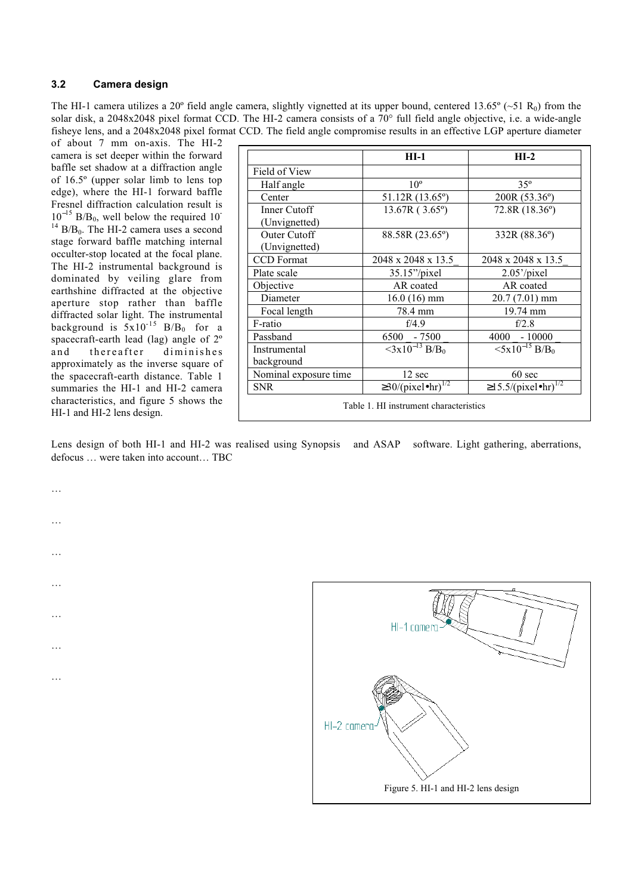### 3.2 Camera design

The HI-1 camera utilizes a 20º field angle camera, slightly vignetted at its upper bound, centered 13.65º (~51 $R_0$) from the solar disk, a 2048x2048 pixel format CCD. The HI-2 camera consists of a 70° full field angle objective, i.e. a wide-angle fisheye lens, and a 2048x2048 pixel format CCD. The field angle compromise results in an effective LGP aperture diameter of about 7 mm on-axis. The HI-2 camera is set deeper within the forward baffle set shadow at a diffraction angle of 16.5º (upper solar limb to lens top edge), where the HI-1 forward baffle Fresnel diffraction calculation result is $10^{-15}$ $B/B_0$, well below the required $10^{-14}$ $B/B_0$. The HI-2 camera uses a second stage forward baffle matching internal occulter-stop located at the focal plane. The HI-2 instrumental background is dominated by veiling glare from earthshine diffracted at the objective aperture stop rather than baffle diffracted solar light. The instrumental background is $5x10^{-15}$ $B/B_0$ for a spacecraft-earth lead (lag) angle of 2º and thereafter diminishes approximately as the inverse square of the spacecraft-earth distance. Table 1 summaries the HI-1 and HI-2 camera characteristics, and figure 5 shows the HI-1 and HI-2 lens design.

| | HI-1 | HI-2 |
|---|---|---|
| Field of View | | |
| Half angle | 10º | 35º |
| Center | 51.12R (13.65º) | 200R (53.36º) |
| Inner Cutoff (Unvignetted) | 13.67R ( 3.65º) | 72.8R (18.36º) |
| Outer Cutoff (Unvignetted) | 88.58R (23.65º) | 332R (88.36º) |
| CCD Format | 2048 x 2048 x 13.5_ | 2048 x 2048 x 13.5_ |
| Plate scale | 35.15"/pixel | 2.05'/pixel |
| Objective | AR coated | AR coated |
| Diameter | 16.0 (16) mm | 20.7 (7.01) mm |
| Focal length | 78.4 mm | 19.74 mm |
| F-ratio | f/4.9 | f/2.8 |
| Passband | 6500 _ - 7500 _ | 4000 _ - 10000 _ |
| Instrumental background | $<3x10^{-13}$ $B/B_0$ | $<5x10^{-15}$ $B/B_0$ |
| Nominal exposure time | 12 sec | 60 sec |
| SNR | $\geq 30/(\text{pixel}\bullet\text{hr})^{1/2}$ | $\geq 15.5/(\text{pixel}\bullet\text{hr})^{1/2}$ |

Table 1. HI instrument characteristics

Lens design of both HI-1 and HI-2 was realised using Synopsis and ASAP software. Light gathering, aberrations, defocus … were taken into account… TBC

…

…

…

…

…

…

…

Figure 5. HI-1 and HI-2 lens design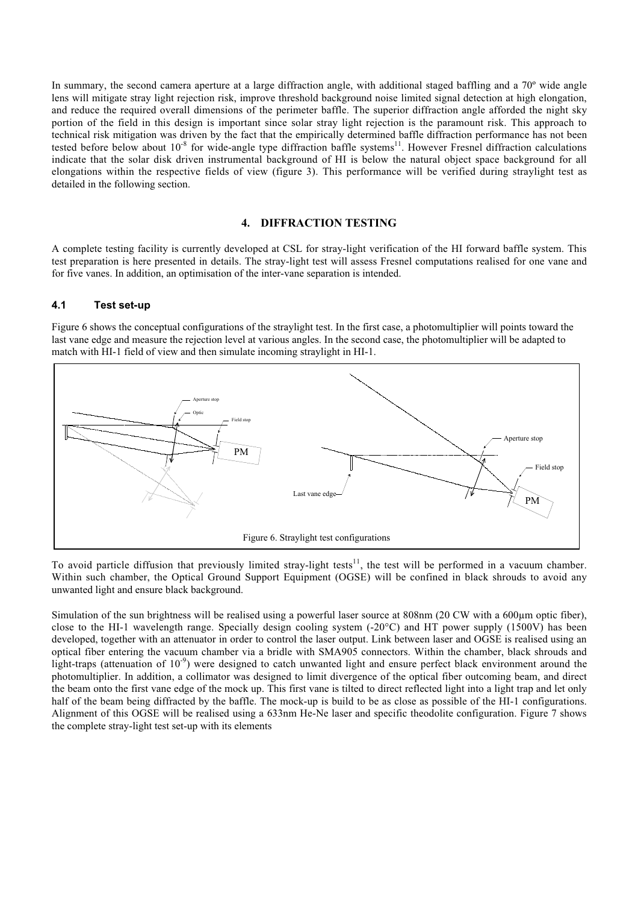In summary, the second camera aperture at a large diffraction angle, with additional staged baffling and a 70º wide angle lens will mitigate stray light rejection risk, improve threshold background noise limited signal detection at high elongation, and reduce the required overall dimensions of the perimeter baffle. The superior diffraction angle afforded the night sky portion of the field in this design is important since solar stray light rejection is the paramount risk. This approach to technical risk mitigation was driven by the fact that the empirically determined baffle diffraction performance has not been tested before below about $10^{-8}$ for wide-angle type diffraction baffle systems[11]. However Fresnel diffraction calculations indicate that the solar disk driven instrumental background of HI is below the natural object space background for all elongations within the respective fields of view (figure 3). This performance will be verified during straylight test as detailed in the following section.

## 4. DIFFRACTION TESTING

A complete testing facility is currently developed at CSL for stray-light verification of the HI forward baffle system. This test preparation is here presented in details. The stray-light test will assess Fresnel computations realised for one vane and for five vanes. In addition, an optimisation of the inter-vane separation is intended.

### 4.1 Test set-up

Figure 6 shows the conceptual configurations of the straylight test. In the first case, a photomultiplier will points toward the last vane edge and measure the rejection level at various angles. In the second case, the photomultiplier will be adapted to match with HI-1 field of view and then simulate incoming straylight in HI-1.

Figure 6. Straylight test configurations

To avoid particle diffusion that previously limited stray-light tests[11], the test will be performed in a vacuum chamber. Within such chamber, the Optical Ground Support Equipment (OGSE) will be confined in black shrouds to avoid any unwanted light and ensure black background.

Simulation of the sun brightness will be realised using a powerful laser source at 808nm (20 CW with a 600µm optic fiber), close to the HI-1 wavelength range. Specially design cooling system (-20°C) and HT power supply (1500V) has been developed, together with an attenuator in order to control the laser output. Link between laser and OGSE is realised using an optical fiber entering the vacuum chamber via a bridle with SMA905 connectors. Within the chamber, black shrouds and light-traps (attenuation of $10^{-9}$) were designed to catch unwanted light and ensure perfect black environment around the photomultiplier. In addition, a collimator was designed to limit divergence of the optical fiber outcoming beam, and direct the beam onto the first vane edge of the mock up. This first vane is tilted to direct reflected light into a light trap and let only half of the beam being diffracted by the baffle. The mock-up is build to be as close as possible of the HI-1 configurations. Alignment of this OGSE will be realised using a 633nm He-Ne laser and specific theodolite configuration. Figure 7 shows the complete stray-light test set-up with its elements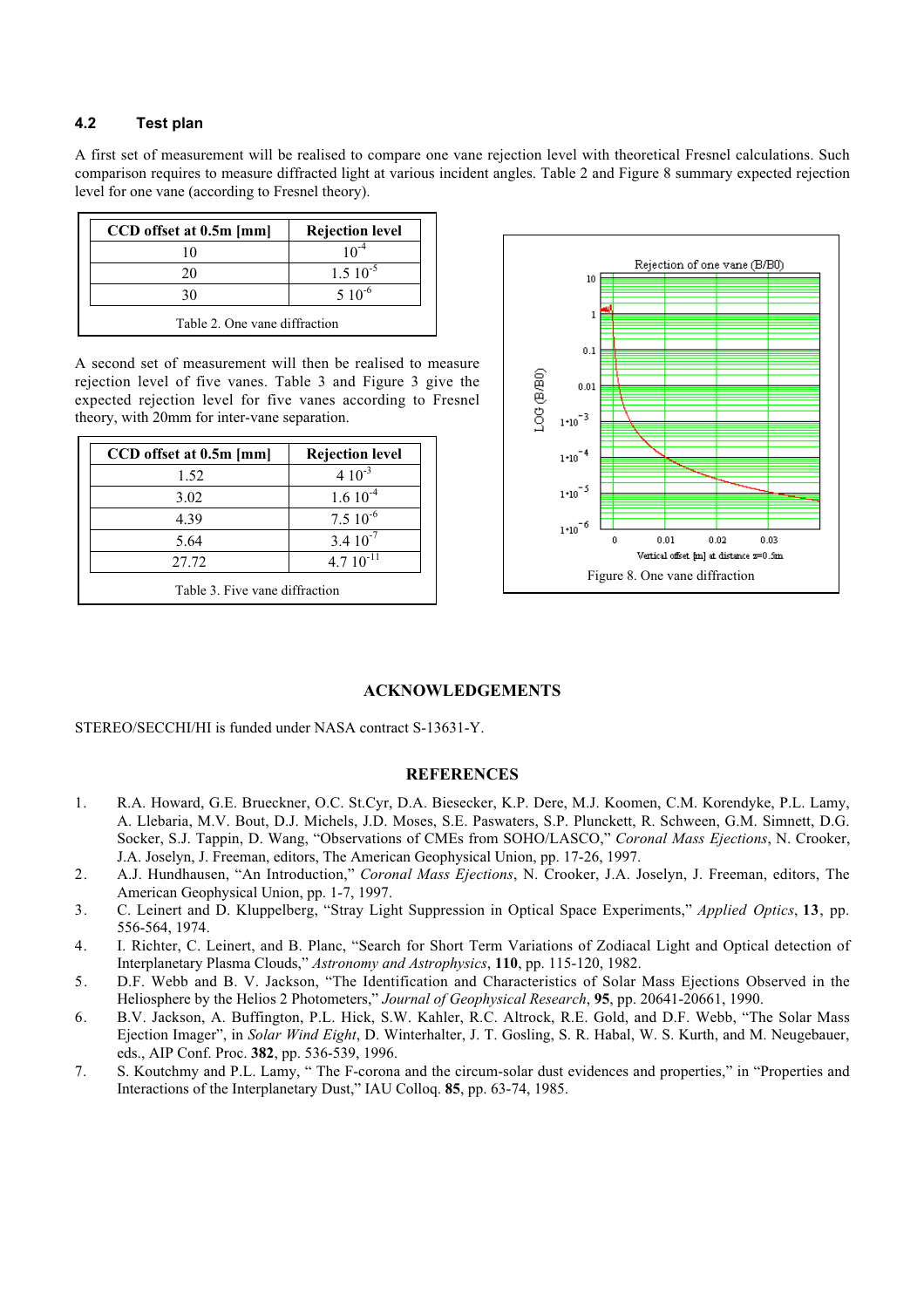### 4.2 Test plan

A first set of measurement will be realised to compare one vane rejection level with theoretical Fresnel calculations. Such comparison requires to measure diffracted light at various incident angles. Table 2 and Figure 8 summary expected rejection level for one vane (according to Fresnel theory).

| CCD offset at 0.5m [mm] | Rejection level |
|---|---|
| 10 | $10^{-4}$ |
| 20 | $1.5\ 10^{-5}$ |
| 30 | $5\ 10^{-6}$ |

Table 2. One vane diffraction

A second set of measurement will then be realised to measure rejection level of five vanes. Table 3 and Figure 3 give the expected rejection level for five vanes according to Fresnel theory, with 20mm for inter-vane separation.

| CCD offset at 0.5m [mm] | Rejection level |
|---|---|
| 1.52 | $4\ 10^{-3}$ |
| 3.02 | $1.6\ 10^{-4}$ |
| 4.39 | $7.5\ 10^{-6}$ |
| 5.64 | $3.4\ 10^{-7}$ |
| 27.72 | $4.7\ 10^{-11}$ |

Table 3. Five vane diffraction

Figure 8. One vane diffraction

## ACKNOWLEDGEMENTS

STEREO/SECCHI/HI is funded under NASA contract S-13631-Y.

## REFERENCES

1. R.A. Howard, G.E. Brueckner, O.C. St.Cyr, D.A. Biesecker, K.P. Dere, M.J. Koomen, C.M. Korendyke, P.L. Lamy, A. Llebaria, M.V. Bout, D.J. Michels, J.D. Moses, S.E. Paswaters, S.P. Plunckett, R. Schween, G.M. Simnett, D.G. Socker, S.J. Tappin, D. Wang, "Observations of CMEs from SOHO/LASCO," *Coronal Mass Ejections*, N. Crooker, J.A. Joselyn, J. Freeman, editors, The American Geophysical Union, pp. 17-26, 1997.
2. A.J. Hundhausen, "An Introduction," *Coronal Mass Ejections*, N. Crooker, J.A. Joselyn, J. Freeman, editors, The American Geophysical Union, pp. 1-7, 1997.
3. C. Leinert and D. Kluppelberg, "Stray Light Suppression in Optical Space Experiments," *Applied Optics*, **13**, pp. 556-564, 1974.
4. I. Richter, C. Leinert, and B. Planc, "Search for Short Term Variations of Zodiacal Light and Optical detection of Interplanetary Plasma Clouds," *Astronomy and Astrophysics*, **110**, pp. 115-120, 1982.
5. D.F. Webb and B. V. Jackson, "The Identification and Characteristics of Solar Mass Ejections Observed in the Heliosphere by the Helios 2 Photometers," *Journal of Geophysical Research*, **95**, pp. 20641-20661, 1990.
6. B.V. Jackson, A. Buffington, P.L. Hick, S.W. Kahler, R.C. Altrock, R.E. Gold, and D.F. Webb, "The Solar Mass Ejection Imager", in *Solar Wind Eight*, D. Winterhalter, J. T. Gosling, S. R. Habal, W. S. Kurth, and M. Neugebauer, eds., AIP Conf. Proc. **382**, pp. 536-539, 1996.
7. S. Koutchmy and P.L. Lamy, " The F-corona and the circum-solar dust evidences and properties," in "Properties and Interactions of the Interplanetary Dust," IAU Colloq. **85**, pp. 63-74, 1985.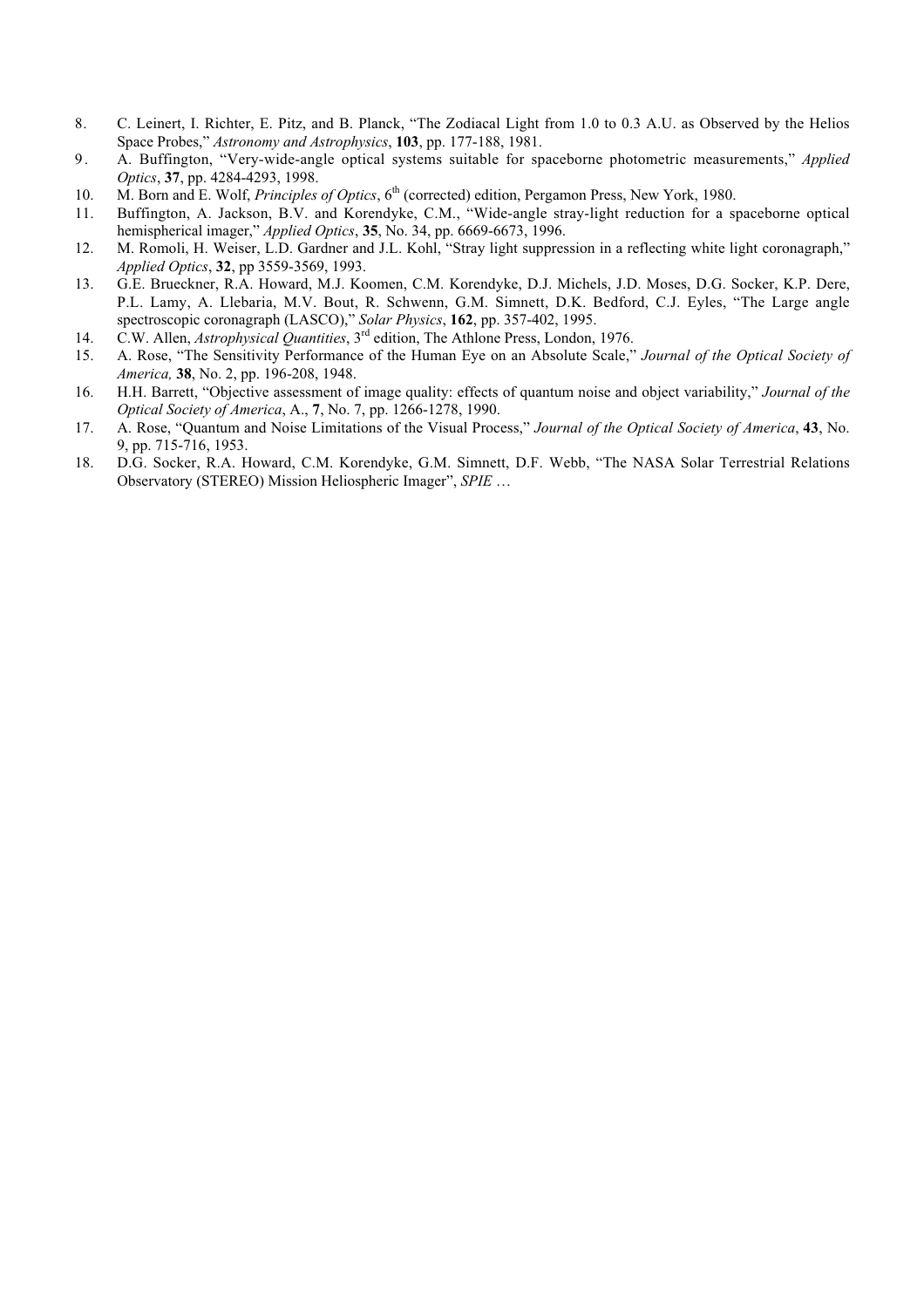8. C. Leinert, I. Richter, E. Pitz, and B. Planck, "The Zodiacal Light from 1.0 to 0.3 A.U. as Observed by the Helios Space Probes," *Astronomy and Astrophysics*, **103**, pp. 177-188, 1981.
9. A. Buffington, "Very-wide-angle optical systems suitable for spaceborne photometric measurements," *Applied Optics*, **37**, pp. 4284-4293, 1998.
10. M. Born and E. Wolf, *Principles of Optics*, 6th (corrected) edition, Pergamon Press, New York, 1980.
11. Buffington, A. Jackson, B.V. and Korendyke, C.M., "Wide-angle stray-light reduction for a spaceborne optical hemispherical imager," *Applied Optics*, **35**, No. 34, pp. 6669-6673, 1996.
12. M. Romoli, H. Weiser, L.D. Gardner and J.L. Kohl, "Stray light suppression in a reflecting white light coronagraph," *Applied Optics*, **32**, pp 3559-3569, 1993.
13. G.E. Brueckner, R.A. Howard, M.J. Koomen, C.M. Korendyke, D.J. Michels, J.D. Moses, D.G. Socker, K.P. Dere, P.L. Lamy, A. Llebaria, M.V. Bout, R. Schwenn, G.M. Simnett, D.K. Bedford, C.J. Eyles, "The Large angle spectroscopic coronagraph (LASCO)," *Solar Physics*, **162**, pp. 357-402, 1995.
14. C.W. Allen, *Astrophysical Quantities*, 3rd edition, The Athlone Press, London, 1976.
15. A. Rose, "The Sensitivity Performance of the Human Eye on an Absolute Scale," *Journal of the Optical Society of America,* **38**, No. 2, pp. 196-208, 1948.
16. H.H. Barrett, "Objective assessment of image quality: effects of quantum noise and object variability," *Journal of the Optical Society of America*, A., **7**, No. 7, pp. 1266-1278, 1990.
17. A. Rose, "Quantum and Noise Limitations of the Visual Process," *Journal of the Optical Society of America*, **43**, No. 9, pp. 715-716, 1953.
18. D.G. Socker, R.A. Howard, C.M. Korendyke, G.M. Simnett, D.F. Webb, "The NASA Solar Terrestrial Relations Observatory (STEREO) Mission Heliospheric Imager", *SPIE* …